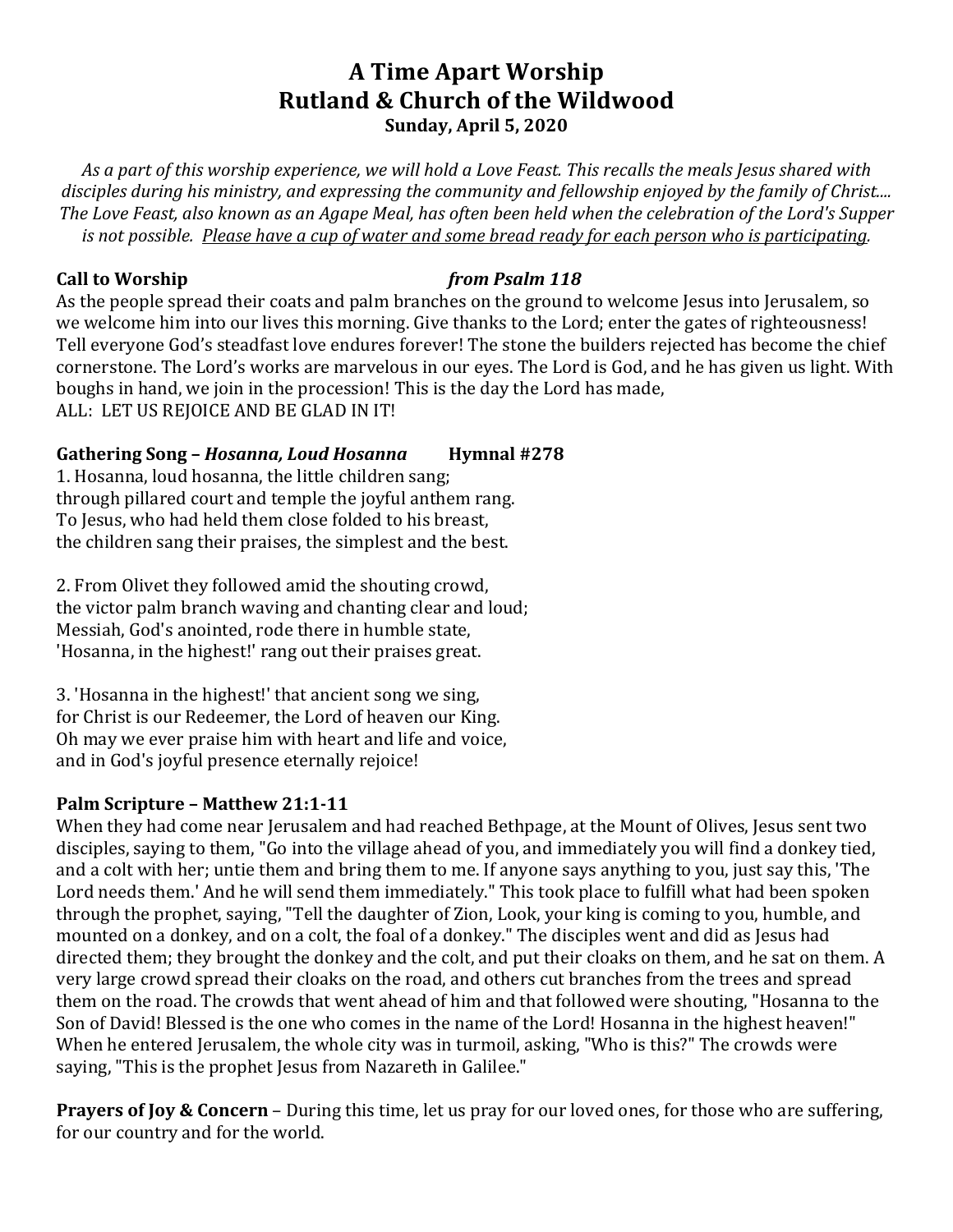# A Time Apart Worship
# Rutland & Church of the Wildwood
### Sunday, April 5, 2020

*As a part of this worship experience, we will hold a Love Feast. This recalls the meals Jesus shared with disciples during his ministry, and expressing the community and fellowship enjoyed by the family of Christ.... The Love Feast, also known as an Agape Meal, has often been held when the celebration of the Lord's Supper is not possible. <u>Please have a cup of water and some bread ready for each person who is participating</u>.*

**Call to Worship** ***from Psalm 118***

As the people spread their coats and palm branches on the ground to welcome Jesus into Jerusalem, so we welcome him into our lives this morning. Give thanks to the Lord; enter the gates of righteousness! Tell everyone God's steadfast love endures forever! The stone the builders rejected has become the chief cornerstone. The Lord's works are marvelous in our eyes. The Lord is God, and he has given us light. With boughs in hand, we join in the procession! This is the day the Lord has made,
ALL: LET US REJOICE AND BE GLAD IN IT!

**Gathering Song – *Hosanna, Loud Hosanna*** **Hymnal #278**

1. Hosanna, loud hosanna, the little children sang;
through pillared court and temple the joyful anthem rang.
To Jesus, who had held them close folded to his breast,
the children sang their praises, the simplest and the best.

2. From Olivet they followed amid the shouting crowd,
the victor palm branch waving and chanting clear and loud;
Messiah, God's anointed, rode there in humble state,
'Hosanna, in the highest!' rang out their praises great.

3. 'Hosanna in the highest!' that ancient song we sing,
for Christ is our Redeemer, the Lord of heaven our King.
Oh may we ever praise him with heart and life and voice,
and in God's joyful presence eternally rejoice!

**Palm Scripture – Matthew 21:1-11**

When they had come near Jerusalem and had reached Bethpage, at the Mount of Olives, Jesus sent two disciples, saying to them, "Go into the village ahead of you, and immediately you will find a donkey tied, and a colt with her; untie them and bring them to me. If anyone says anything to you, just say this, 'The Lord needs them.' And he will send them immediately." This took place to fulfill what had been spoken through the prophet, saying, "Tell the daughter of Zion, Look, your king is coming to you, humble, and mounted on a donkey, and on a colt, the foal of a donkey." The disciples went and did as Jesus had directed them; they brought the donkey and the colt, and put their cloaks on them, and he sat on them. A very large crowd spread their cloaks on the road, and others cut branches from the trees and spread them on the road. The crowds that went ahead of him and that followed were shouting, "Hosanna to the Son of David! Blessed is the one who comes in the name of the Lord! Hosanna in the highest heaven!" When he entered Jerusalem, the whole city was in turmoil, asking, "Who is this?" The crowds were saying, "This is the prophet Jesus from Nazareth in Galilee."

**Prayers of Joy & Concern** – During this time, let us pray for our loved ones, for those who are suffering, for our country and for the world.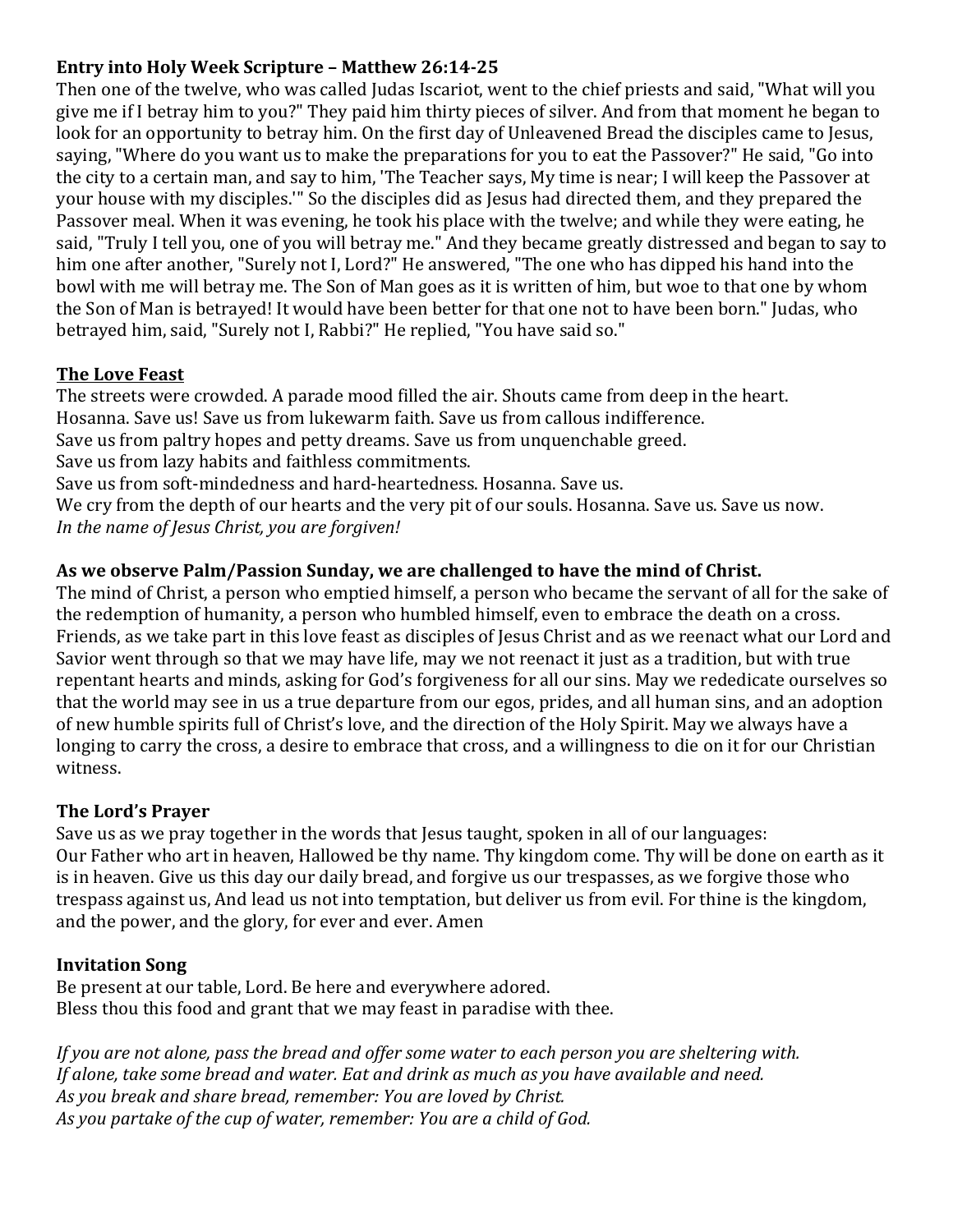**Entry into Holy Week Scripture – Matthew 26:14-25**

Then one of the twelve, who was called Judas Iscariot, went to the chief priests and said, "What will you give me if I betray him to you?" They paid him thirty pieces of silver. And from that moment he began to look for an opportunity to betray him. On the first day of Unleavened Bread the disciples came to Jesus, saying, "Where do you want us to make the preparations for you to eat the Passover?" He said, "Go into the city to a certain man, and say to him, 'The Teacher says, My time is near; I will keep the Passover at your house with my disciples.'" So the disciples did as Jesus had directed them, and they prepared the Passover meal. When it was evening, he took his place with the twelve; and while they were eating, he said, "Truly I tell you, one of you will betray me." And they became greatly distressed and began to say to him one after another, "Surely not I, Lord?" He answered, "The one who has dipped his hand into the bowl with me will betray me. The Son of Man goes as it is written of him, but woe to that one by whom the Son of Man is betrayed! It would have been better for that one not to have been born." Judas, who betrayed him, said, "Surely not I, Rabbi?" He replied, "You have said so."

**The Love Feast**

The streets were crowded. A parade mood filled the air. Shouts came from deep in the heart.
Hosanna. Save us! Save us from lukewarm faith. Save us from callous indifference.
Save us from paltry hopes and petty dreams. Save us from unquenchable greed.
Save us from lazy habits and faithless commitments.
Save us from soft-mindedness and hard-heartedness. Hosanna. Save us.
We cry from the depth of our hearts and the very pit of our souls. Hosanna. Save us. Save us now.
*In the name of Jesus Christ, you are forgiven!*

**As we observe Palm/Passion Sunday, we are challenged to have the mind of Christ.**

The mind of Christ, a person who emptied himself, a person who became the servant of all for the sake of the redemption of humanity, a person who humbled himself, even to embrace the death on a cross. Friends, as we take part in this love feast as disciples of Jesus Christ and as we reenact what our Lord and Savior went through so that we may have life, may we not reenact it just as a tradition, but with true repentant hearts and minds, asking for God's forgiveness for all our sins. May we rededicate ourselves so that the world may see in us a true departure from our egos, prides, and all human sins, and an adoption of new humble spirits full of Christ's love, and the direction of the Holy Spirit. May we always have a longing to carry the cross, a desire to embrace that cross, and a willingness to die on it for our Christian witness.

**The Lord's Prayer**

Save us as we pray together in the words that Jesus taught, spoken in all of our languages:
Our Father who art in heaven, Hallowed be thy name. Thy kingdom come. Thy will be done on earth as it is in heaven. Give us this day our daily bread, and forgive us our trespasses, as we forgive those who trespass against us, And lead us not into temptation, but deliver us from evil. For thine is the kingdom, and the power, and the glory, for ever and ever. Amen

**Invitation Song**

Be present at our table, Lord. Be here and everywhere adored.
Bless thou this food and grant that we may feast in paradise with thee.

*If you are not alone, pass the bread and offer some water to each person you are sheltering with.*
*If alone, take some bread and water. Eat and drink as much as you have available and need.*
*As you break and share bread, remember: You are loved by Christ.*
*As you partake of the cup of water, remember: You are a child of God.*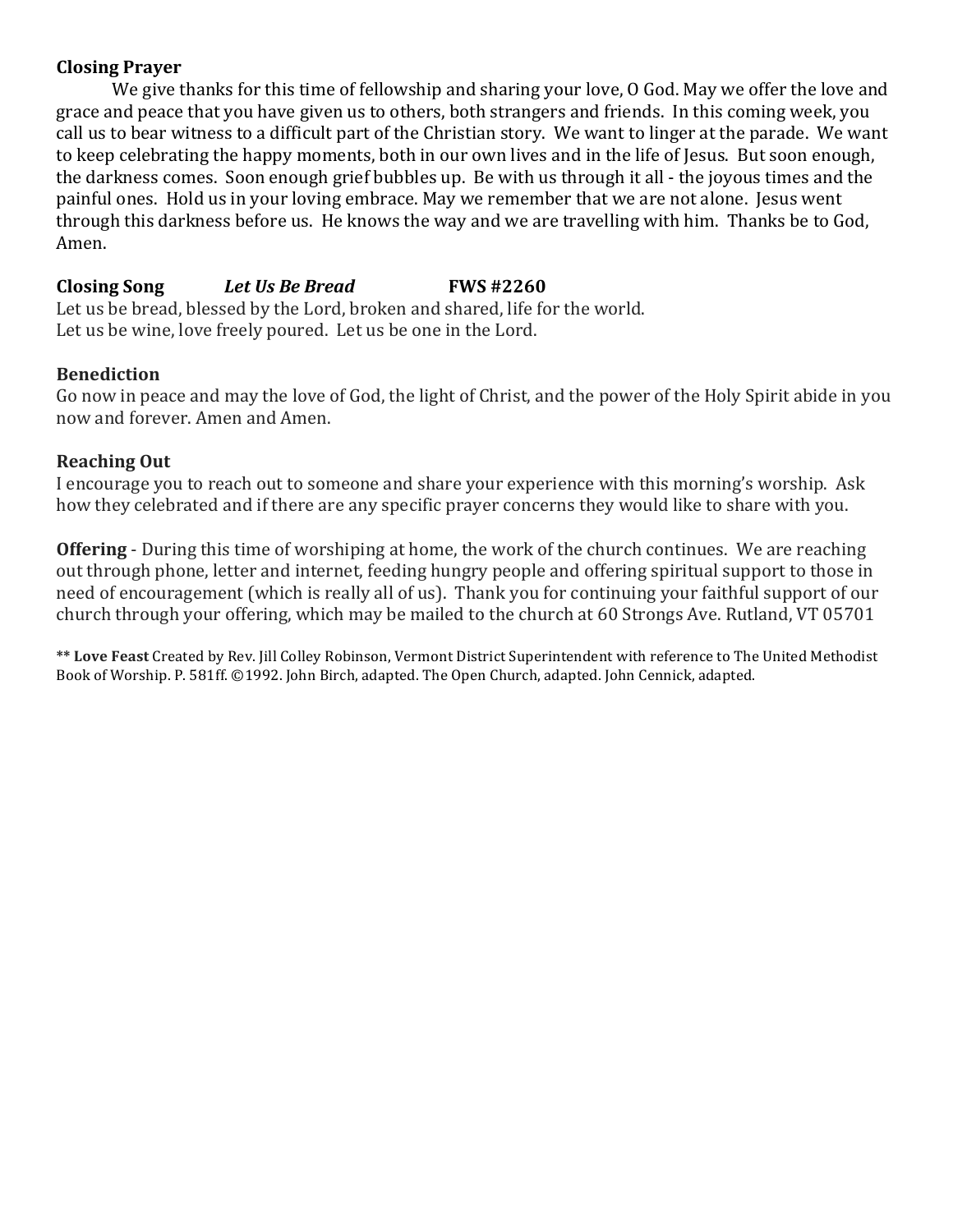**Closing Prayer**

We give thanks for this time of fellowship and sharing your love, O God. May we offer the love and grace and peace that you have given us to others, both strangers and friends. In this coming week, you call us to bear witness to a difficult part of the Christian story. We want to linger at the parade. We want to keep celebrating the happy moments, both in our own lives and in the life of Jesus. But soon enough, the darkness comes. Soon enough grief bubbles up. Be with us through it all - the joyous times and the painful ones. Hold us in your loving embrace. May we remember that we are not alone. Jesus went through this darkness before us. He knows the way and we are travelling with him. Thanks be to God, Amen.

**Closing Song** ***Let Us Be Bread*** **FWS #2260**

Let us be bread, blessed by the Lord, broken and shared, life for the world.
Let us be wine, love freely poured. Let us be one in the Lord.

**Benediction**

Go now in peace and may the love of God, the light of Christ, and the power of the Holy Spirit abide in you now and forever. Amen and Amen.

**Reaching Out**

I encourage you to reach out to someone and share your experience with this morning's worship. Ask how they celebrated and if there are any specific prayer concerns they would like to share with you.

**Offering** - During this time of worshiping at home, the work of the church continues. We are reaching out through phone, letter and internet, feeding hungry people and offering spiritual support to those in need of encouragement (which is really all of us). Thank you for continuing your faithful support of our church through your offering, which may be mailed to the church at 60 Strongs Ave. Rutland, VT 05701

** **Love Feast** Created by Rev. Jill Colley Robinson, Vermont District Superintendent with reference to The United Methodist Book of Worship. P. 581ff. ©1992. John Birch, adapted. The Open Church, adapted. John Cennick, adapted.